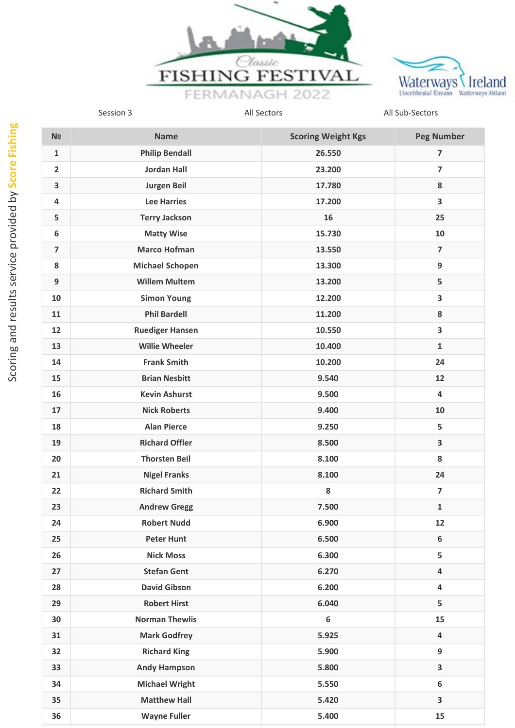# Classic FISHING FESTIVAL FERMANAGH 2022

Waterways Ireland
Uiscebhealaí Éireann Watterweys Airlann

Session 3 | All Sectors | All Sub-Sectors

Scoring and results service provided by Score Fishing

| № | Name | Scoring Weight Kgs | Peg Number |
|---|---|---|---|
| 1 | Philip Bendall | 26.550 | 7 |
| 2 | Jordan Hall | 23.200 | 7 |
| 3 | Jurgen Beil | 17.780 | 8 |
| 4 | Lee Harries | 17.200 | 3 |
| 5 | Terry Jackson | 16 | 25 |
| 6 | Matty Wise | 15.730 | 10 |
| 7 | Marco Hofman | 13.550 | 7 |
| 8 | Michael Schopen | 13.300 | 9 |
| 9 | Willem Multem | 13.200 | 5 |
| 10 | Simon Young | 12.200 | 3 |
| 11 | Phil Bardell | 11.200 | 8 |
| 12 | Ruediger Hansen | 10.550 | 3 |
| 13 | Willie Wheeler | 10.400 | 1 |
| 14 | Frank Smith | 10.200 | 24 |
| 15 | Brian Nesbitt | 9.540 | 12 |
| 16 | Kevin Ashurst | 9.500 | 4 |
| 17 | Nick Roberts | 9.400 | 10 |
| 18 | Alan Pierce | 9.250 | 5 |
| 19 | Richard Offler | 8.500 | 3 |
| 20 | Thorsten Beil | 8.100 | 8 |
| 21 | Nigel Franks | 8.100 | 24 |
| 22 | Richard Smith | 8 | 7 |
| 23 | Andrew Gregg | 7.500 | 1 |
| 24 | Robert Nudd | 6.900 | 12 |
| 25 | Peter Hunt | 6.500 | 6 |
| 26 | Nick Moss | 6.300 | 5 |
| 27 | Stefan Gent | 6.270 | 4 |
| 28 | David Gibson | 6.200 | 4 |
| 29 | Robert Hirst | 6.040 | 5 |
| 30 | Norman Thewlis | 6 | 15 |
| 31 | Mark Godfrey | 5.925 | 4 |
| 32 | Richard King | 5.900 | 9 |
| 33 | Andy Hampson | 5.800 | 3 |
| 34 | Michael Wright | 5.550 | 6 |
| 35 | Matthew Hall | 5.420 | 3 |
| 36 | Wayne Fuller | 5.400 | 15 |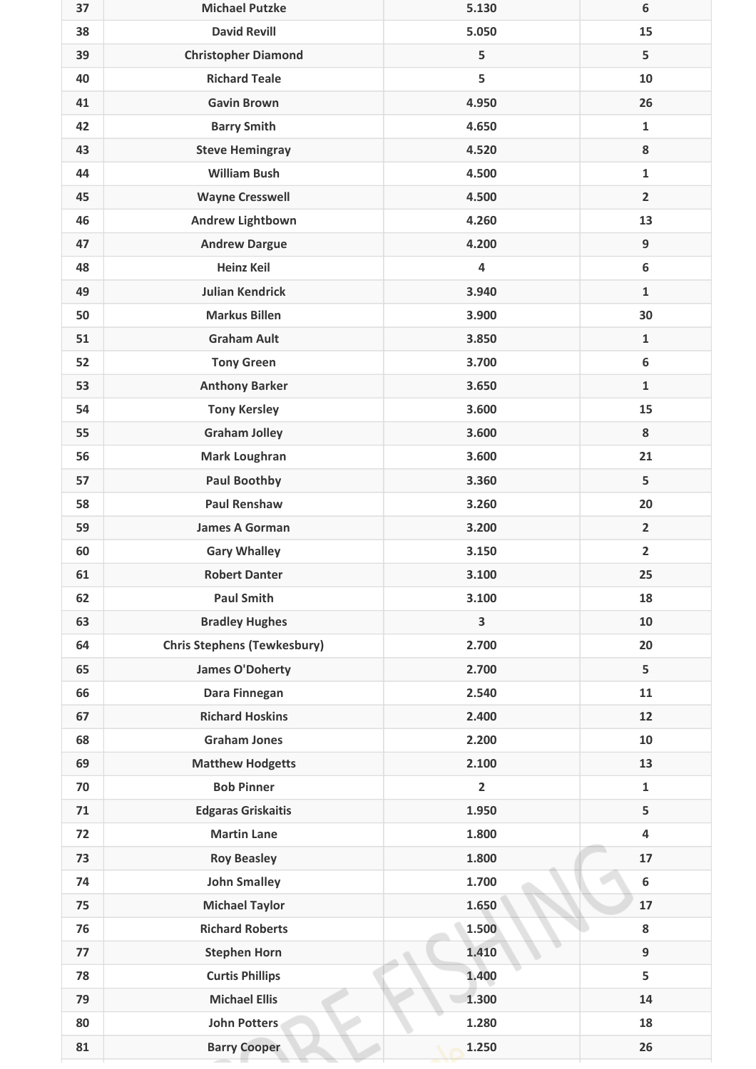| | | | |
|---|---|---|---|
| 37 | Michael Putzke | 5.130 | 6 |
| 38 | David Revill | 5.050 | 15 |
| 39 | Christopher Diamond | 5 | 5 |
| 40 | Richard Teale | 5 | 10 |
| 41 | Gavin Brown | 4.950 | 26 |
| 42 | Barry Smith | 4.650 | 1 |
| 43 | Steve Hemingray | 4.520 | 8 |
| 44 | William Bush | 4.500 | 1 |
| 45 | Wayne Cresswell | 4.500 | 2 |
| 46 | Andrew Lightbown | 4.260 | 13 |
| 47 | Andrew Dargue | 4.200 | 9 |
| 48 | Heinz Keil | 4 | 6 |
| 49 | Julian Kendrick | 3.940 | 1 |
| 50 | Markus Billen | 3.900 | 30 |
| 51 | Graham Ault | 3.850 | 1 |
| 52 | Tony Green | 3.700 | 6 |
| 53 | Anthony Barker | 3.650 | 1 |
| 54 | Tony Kersley | 3.600 | 15 |
| 55 | Graham Jolley | 3.600 | 8 |
| 56 | Mark Loughran | 3.600 | 21 |
| 57 | Paul Boothby | 3.360 | 5 |
| 58 | Paul Renshaw | 3.260 | 20 |
| 59 | James A Gorman | 3.200 | 2 |
| 60 | Gary Whalley | 3.150 | 2 |
| 61 | Robert Danter | 3.100 | 25 |
| 62 | Paul Smith | 3.100 | 18 |
| 63 | Bradley Hughes | 3 | 10 |
| 64 | Chris Stephens (Tewkesbury) | 2.700 | 20 |
| 65 | James O'Doherty | 2.700 | 5 |
| 66 | Dara Finnegan | 2.540 | 11 |
| 67 | Richard Hoskins | 2.400 | 12 |
| 68 | Graham Jones | 2.200 | 10 |
| 69 | Matthew Hodgetts | 2.100 | 13 |
| 70 | Bob Pinner | 2 | 1 |
| 71 | Edgaras Griskaitis | 1.950 | 5 |
| 72 | Martin Lane | 1.800 | 4 |
| 73 | Roy Beasley | 1.800 | 17 |
| 74 | John Smalley | 1.700 | 6 |
| 75 | Michael Taylor | 1.650 | 17 |
| 76 | Richard Roberts | 1.500 | 8 |
| 77 | Stephen Horn | 1.410 | 9 |
| 78 | Curtis Phillips | 1.400 | 5 |
| 79 | Michael Ellis | 1.300 | 14 |
| 80 | John Potters | 1.280 | 18 |
| 81 | Barry Cooper | 1.250 | 26 |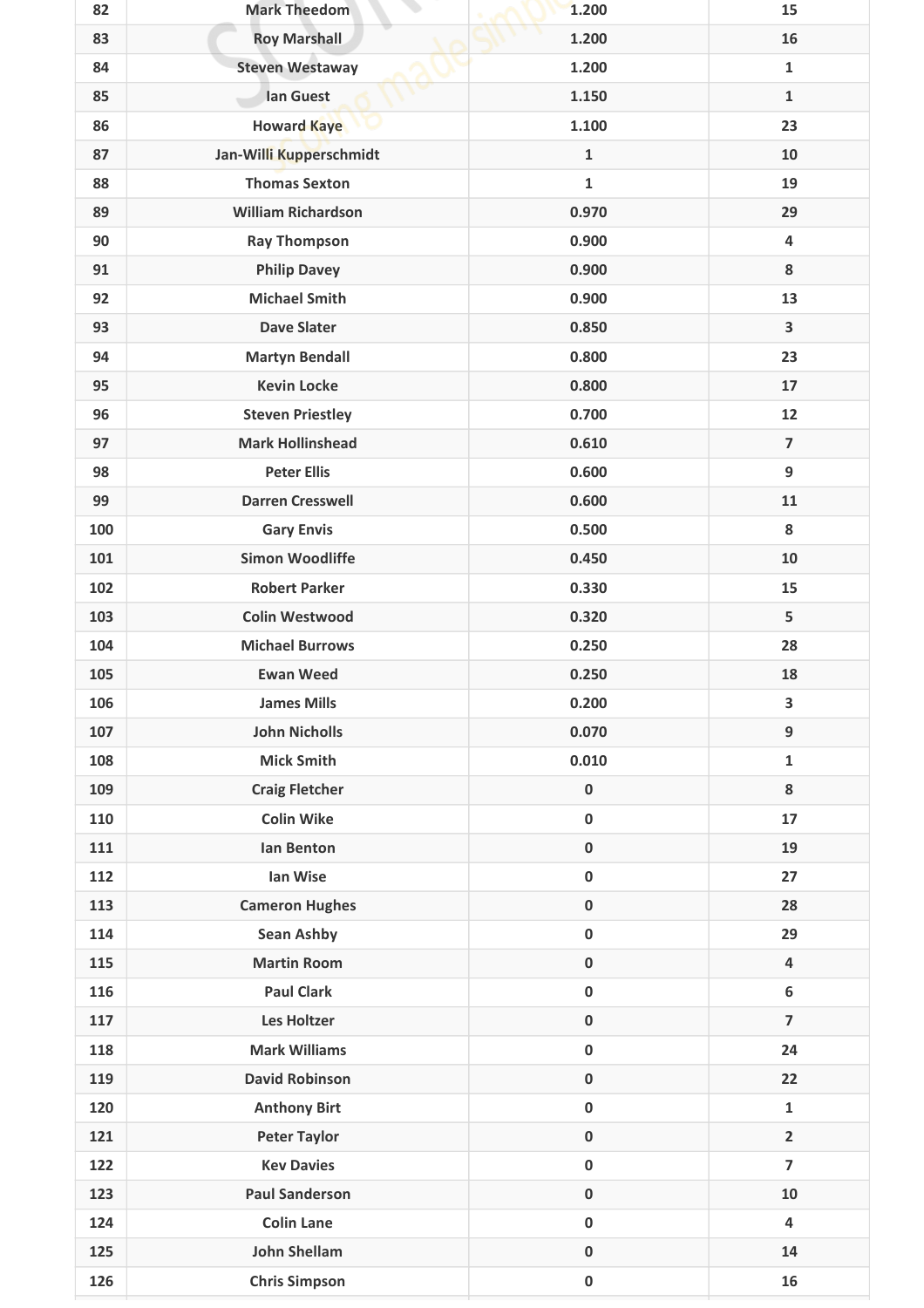| | | | |
|---|---|---|---|
| 82 | Mark Theedom | 1.200 | 15 |
| 83 | Roy Marshall | 1.200 | 16 |
| 84 | Steven Westaway | 1.200 | 1 |
| 85 | Ian Guest | 1.150 | 1 |
| 86 | Howard Kaye | 1.100 | 23 |
| 87 | Jan-Willi Kupperschmidt | 1 | 10 |
| 88 | Thomas Sexton | 1 | 19 |
| 89 | William Richardson | 0.970 | 29 |
| 90 | Ray Thompson | 0.900 | 4 |
| 91 | Philip Davey | 0.900 | 8 |
| 92 | Michael Smith | 0.900 | 13 |
| 93 | Dave Slater | 0.850 | 3 |
| 94 | Martyn Bendall | 0.800 | 23 |
| 95 | Kevin Locke | 0.800 | 17 |
| 96 | Steven Priestley | 0.700 | 12 |
| 97 | Mark Hollinshead | 0.610 | 7 |
| 98 | Peter Ellis | 0.600 | 9 |
| 99 | Darren Cresswell | 0.600 | 11 |
| 100 | Gary Envis | 0.500 | 8 |
| 101 | Simon Woodliffe | 0.450 | 10 |
| 102 | Robert Parker | 0.330 | 15 |
| 103 | Colin Westwood | 0.320 | 5 |
| 104 | Michael Burrows | 0.250 | 28 |
| 105 | Ewan Weed | 0.250 | 18 |
| 106 | James Mills | 0.200 | 3 |
| 107 | John Nicholls | 0.070 | 9 |
| 108 | Mick Smith | 0.010 | 1 |
| 109 | Craig Fletcher | 0 | 8 |
| 110 | Colin Wike | 0 | 17 |
| 111 | Ian Benton | 0 | 19 |
| 112 | Ian Wise | 0 | 27 |
| 113 | Cameron Hughes | 0 | 28 |
| 114 | Sean Ashby | 0 | 29 |
| 115 | Martin Room | 0 | 4 |
| 116 | Paul Clark | 0 | 6 |
| 117 | Les Holtzer | 0 | 7 |
| 118 | Mark Williams | 0 | 24 |
| 119 | David Robinson | 0 | 22 |
| 120 | Anthony Birt | 0 | 1 |
| 121 | Peter Taylor | 0 | 2 |
| 122 | Kev Davies | 0 | 7 |
| 123 | Paul Sanderson | 0 | 10 |
| 124 | Colin Lane | 0 | 4 |
| 125 | John Shellam | 0 | 14 |
| 126 | Chris Simpson | 0 | 16 |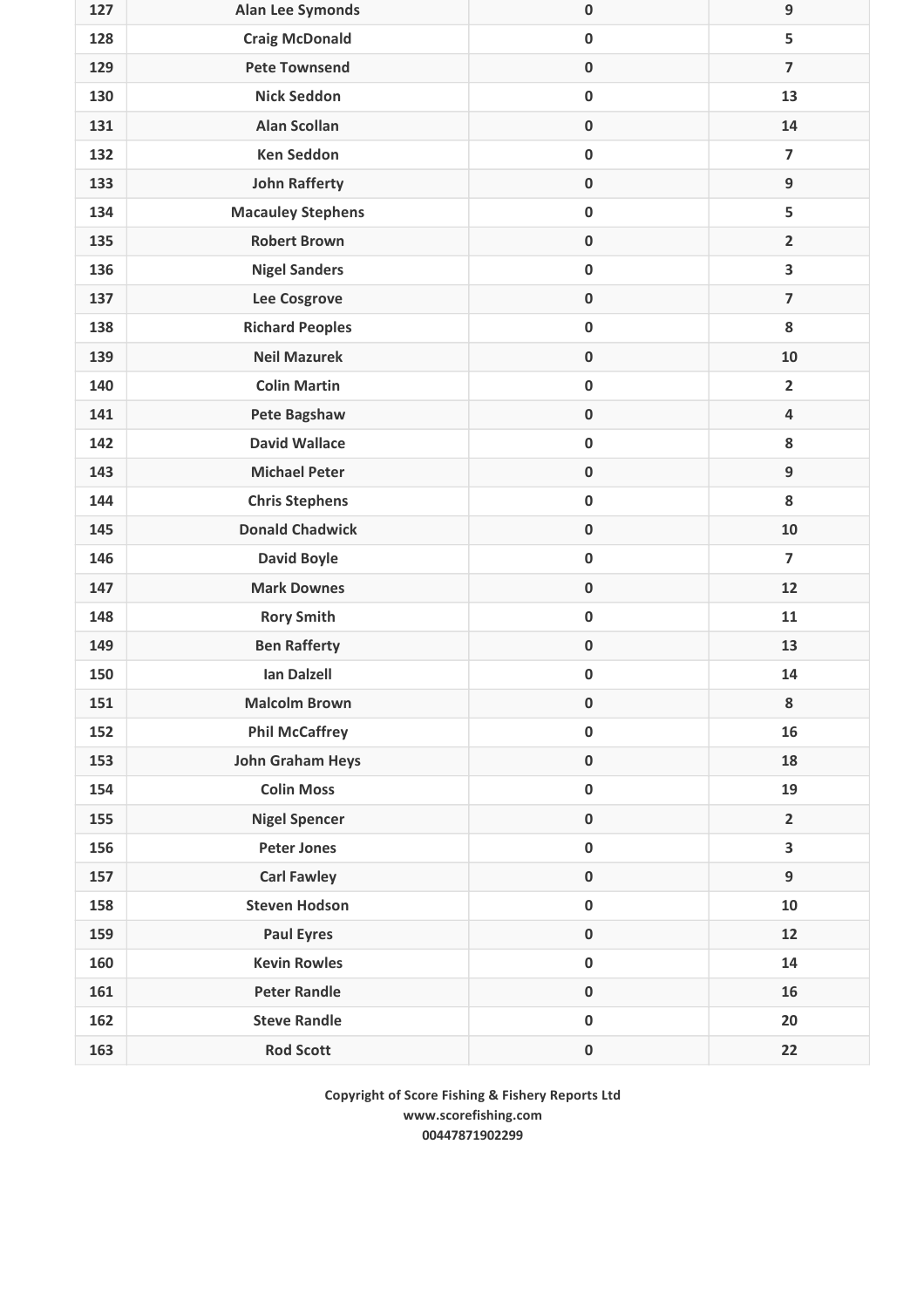| | | | |
|---|---|---|---|
| 127 | Alan Lee Symonds | 0 | 9 |
| 128 | Craig McDonald | 0 | 5 |
| 129 | Pete Townsend | 0 | 7 |
| 130 | Nick Seddon | 0 | 13 |
| 131 | Alan Scollan | 0 | 14 |
| 132 | Ken Seddon | 0 | 7 |
| 133 | John Rafferty | 0 | 9 |
| 134 | Macauley Stephens | 0 | 5 |
| 135 | Robert Brown | 0 | 2 |
| 136 | Nigel Sanders | 0 | 3 |
| 137 | Lee Cosgrove | 0 | 7 |
| 138 | Richard Peoples | 0 | 8 |
| 139 | Neil Mazurek | 0 | 10 |
| 140 | Colin Martin | 0 | 2 |
| 141 | Pete Bagshaw | 0 | 4 |
| 142 | David Wallace | 0 | 8 |
| 143 | Michael Peter | 0 | 9 |
| 144 | Chris Stephens | 0 | 8 |
| 145 | Donald Chadwick | 0 | 10 |
| 146 | David Boyle | 0 | 7 |
| 147 | Mark Downes | 0 | 12 |
| 148 | Rory Smith | 0 | 11 |
| 149 | Ben Rafferty | 0 | 13 |
| 150 | Ian Dalzell | 0 | 14 |
| 151 | Malcolm Brown | 0 | 8 |
| 152 | Phil McCaffrey | 0 | 16 |
| 153 | John Graham Heys | 0 | 18 |
| 154 | Colin Moss | 0 | 19 |
| 155 | Nigel Spencer | 0 | 2 |
| 156 | Peter Jones | 0 | 3 |
| 157 | Carl Fawley | 0 | 9 |
| 158 | Steven Hodson | 0 | 10 |
| 159 | Paul Eyres | 0 | 12 |
| 160 | Kevin Rowles | 0 | 14 |
| 161 | Peter Randle | 0 | 16 |
| 162 | Steve Randle | 0 | 20 |
| 163 | Rod Scott | 0 | 22 |

**Copyright of Score Fishing & Fishery Reports Ltd**
**www.scorefishing.com**
**00447871902299**